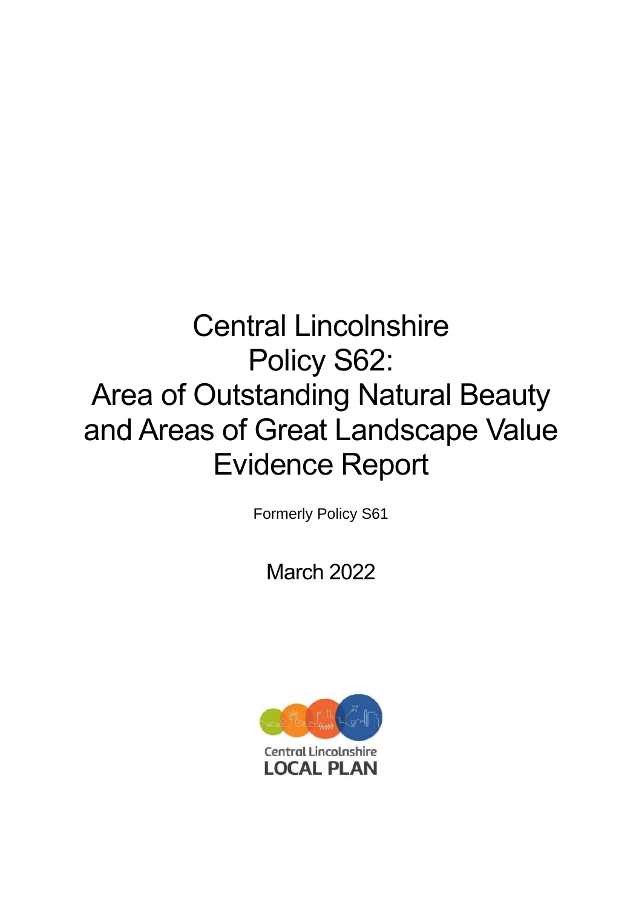# Central Lincolnshire Policy S62: Area of Outstanding Natural Beauty and Areas of Great Landscape Value Evidence Report

Formerly Policy S61

March 2022

Central Lincolnshire
LOCAL PLAN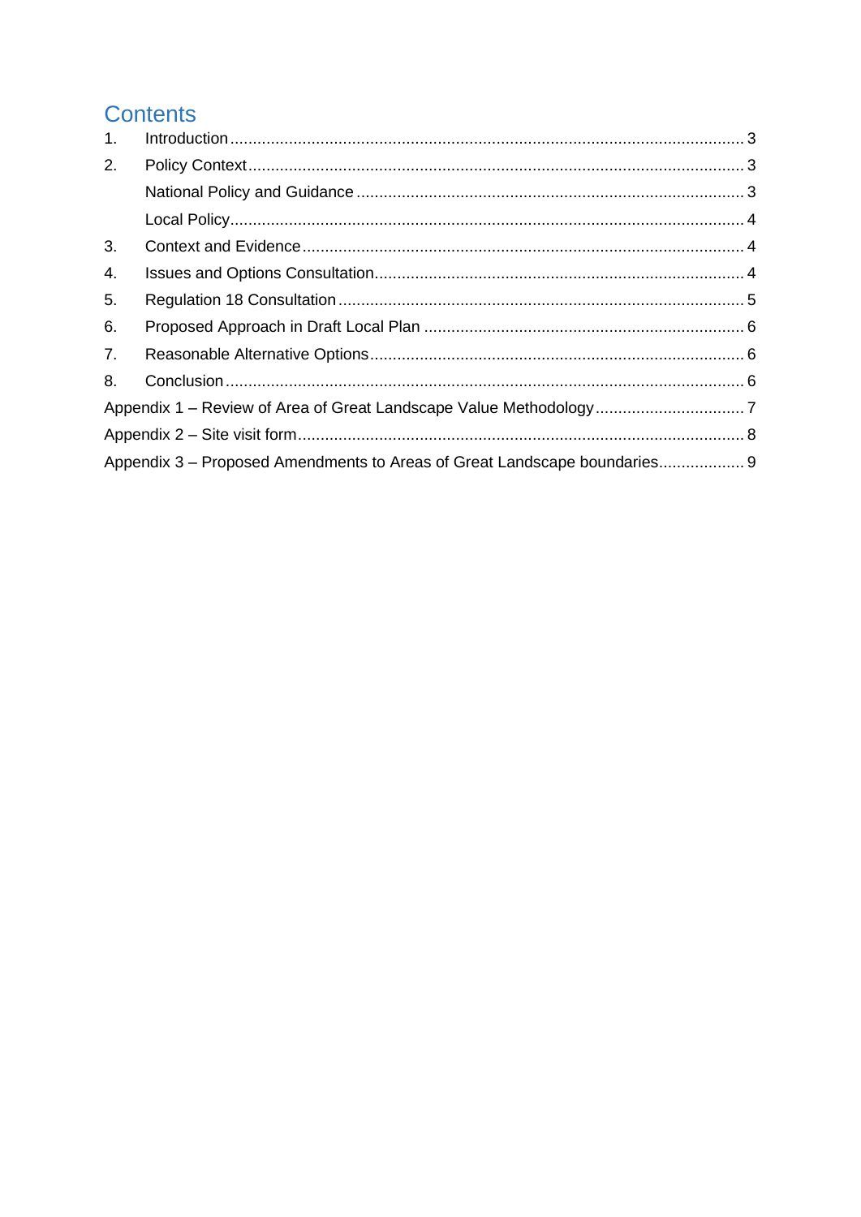# Contents

1. Introduction ........ 3
2. Policy Context ........ 3
   - National Policy and Guidance ........ 3
   - Local Policy ........ 4
3. Context and Evidence ........ 4
4. Issues and Options Consultation ........ 4
5. Regulation 18 Consultation ........ 5
6. Proposed Approach in Draft Local Plan ........ 6
7. Reasonable Alternative Options ........ 6
8. Conclusion ........ 6

Appendix 1 – Review of Area of Great Landscape Value Methodology ........ 7

Appendix 2 – Site visit form ........ 8

Appendix 3 – Proposed Amendments to Areas of Great Landscape boundaries ........ 9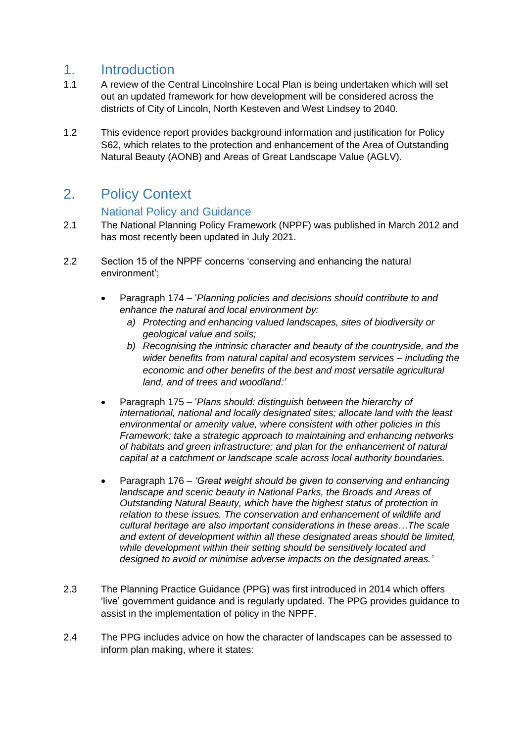# 1. Introduction

1.1 A review of the Central Lincolnshire Local Plan is being undertaken which will set out an updated framework for how development will be considered across the districts of City of Lincoln, North Kesteven and West Lindsey to 2040.

1.2 This evidence report provides background information and justification for Policy S62, which relates to the protection and enhancement of the Area of Outstanding Natural Beauty (AONB) and Areas of Great Landscape Value (AGLV).

# 2. Policy Context

## National Policy and Guidance

2.1 The National Planning Policy Framework (NPPF) was published in March 2012 and has most recently been updated in July 2021.

2.2 Section 15 of the NPPF concerns 'conserving and enhancing the natural environment';

- Paragraph 174 – '*Planning policies and decisions should contribute to and enhance the natural and local environment by:*
    a) *Protecting and enhancing valued landscapes, sites of biodiversity or geological value and soils;*
    b) *Recognising the intrinsic character and beauty of the countryside, and the wider benefits from natural capital and ecosystem services – including the economic and other benefits of the best and most versatile agricultural land, and of trees and woodland:'*

- Paragraph 175 – '*Plans should: distinguish between the hierarchy of international, national and locally designated sites; allocate land with the least environmental or amenity value, where consistent with other policies in this Framework; take a strategic approach to maintaining and enhancing networks of habitats and green infrastructure; and plan for the enhancement of natural capital at a catchment or landscape scale across local authority boundaries.*

- Paragraph 176 – *'Great weight should be given to conserving and enhancing landscape and scenic beauty in National Parks, the Broads and Areas of Outstanding Natural Beauty, which have the highest status of protection in relation to these issues. The conservation and enhancement of wildlife and cultural heritage are also important considerations in these areas…The scale and extent of development within all these designated areas should be limited, while development within their setting should be sensitively located and designed to avoid or minimise adverse impacts on the designated areas.'*

2.3 The Planning Practice Guidance (PPG) was first introduced in 2014 which offers 'live' government guidance and is regularly updated. The PPG provides guidance to assist in the implementation of policy in the NPPF.

2.4 The PPG includes advice on how the character of landscapes can be assessed to inform plan making, where it states: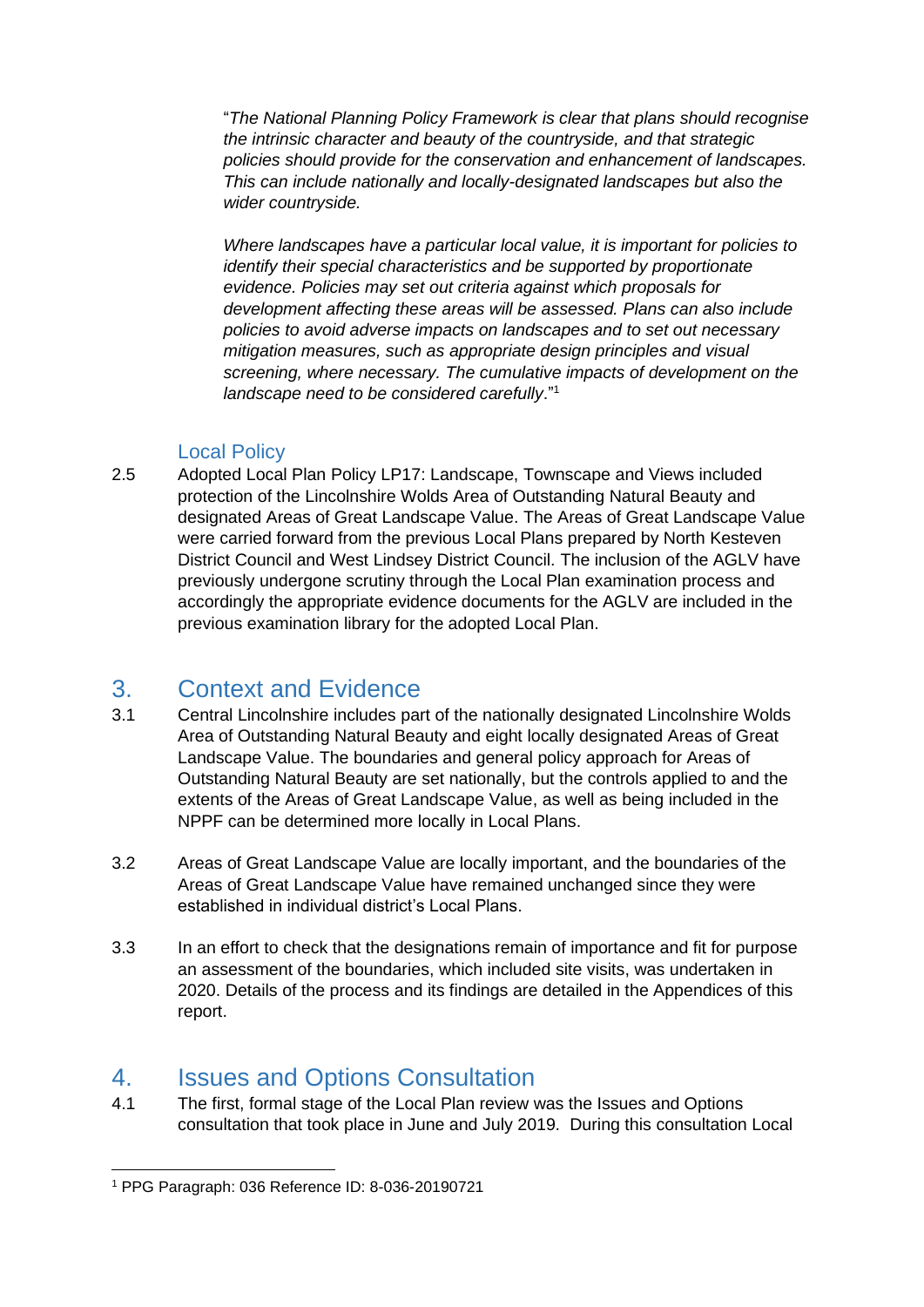"*The National Planning Policy Framework is clear that plans should recognise the intrinsic character and beauty of the countryside, and that strategic policies should provide for the conservation and enhancement of landscapes. This can include nationally and locally-designated landscapes but also the wider countryside.*

*Where landscapes have a particular local value, it is important for policies to identify their special characteristics and be supported by proportionate evidence. Policies may set out criteria against which proposals for development affecting these areas will be assessed. Plans can also include policies to avoid adverse impacts on landscapes and to set out necessary mitigation measures, such as appropriate design principles and visual screening, where necessary. The cumulative impacts of development on the landscape need to be considered carefully*."[1]

### Local Policy

2.5 Adopted Local Plan Policy LP17: Landscape, Townscape and Views included protection of the Lincolnshire Wolds Area of Outstanding Natural Beauty and designated Areas of Great Landscape Value. The Areas of Great Landscape Value were carried forward from the previous Local Plans prepared by North Kesteven District Council and West Lindsey District Council. The inclusion of the AGLV have previously undergone scrutiny through the Local Plan examination process and accordingly the appropriate evidence documents for the AGLV are included in the previous examination library for the adopted Local Plan.

## 3. Context and Evidence

3.1 Central Lincolnshire includes part of the nationally designated Lincolnshire Wolds Area of Outstanding Natural Beauty and eight locally designated Areas of Great Landscape Value. The boundaries and general policy approach for Areas of Outstanding Natural Beauty are set nationally, but the controls applied to and the extents of the Areas of Great Landscape Value, as well as being included in the NPPF can be determined more locally in Local Plans.

3.2 Areas of Great Landscape Value are locally important, and the boundaries of the Areas of Great Landscape Value have remained unchanged since they were established in individual district's Local Plans.

3.3 In an effort to check that the designations remain of importance and fit for purpose an assessment of the boundaries, which included site visits, was undertaken in 2020. Details of the process and its findings are detailed in the Appendices of this report.

## 4. Issues and Options Consultation

4.1 The first, formal stage of the Local Plan review was the Issues and Options consultation that took place in June and July 2019. During this consultation Local

---

[1] PPG Paragraph: 036 Reference ID: 8-036-20190721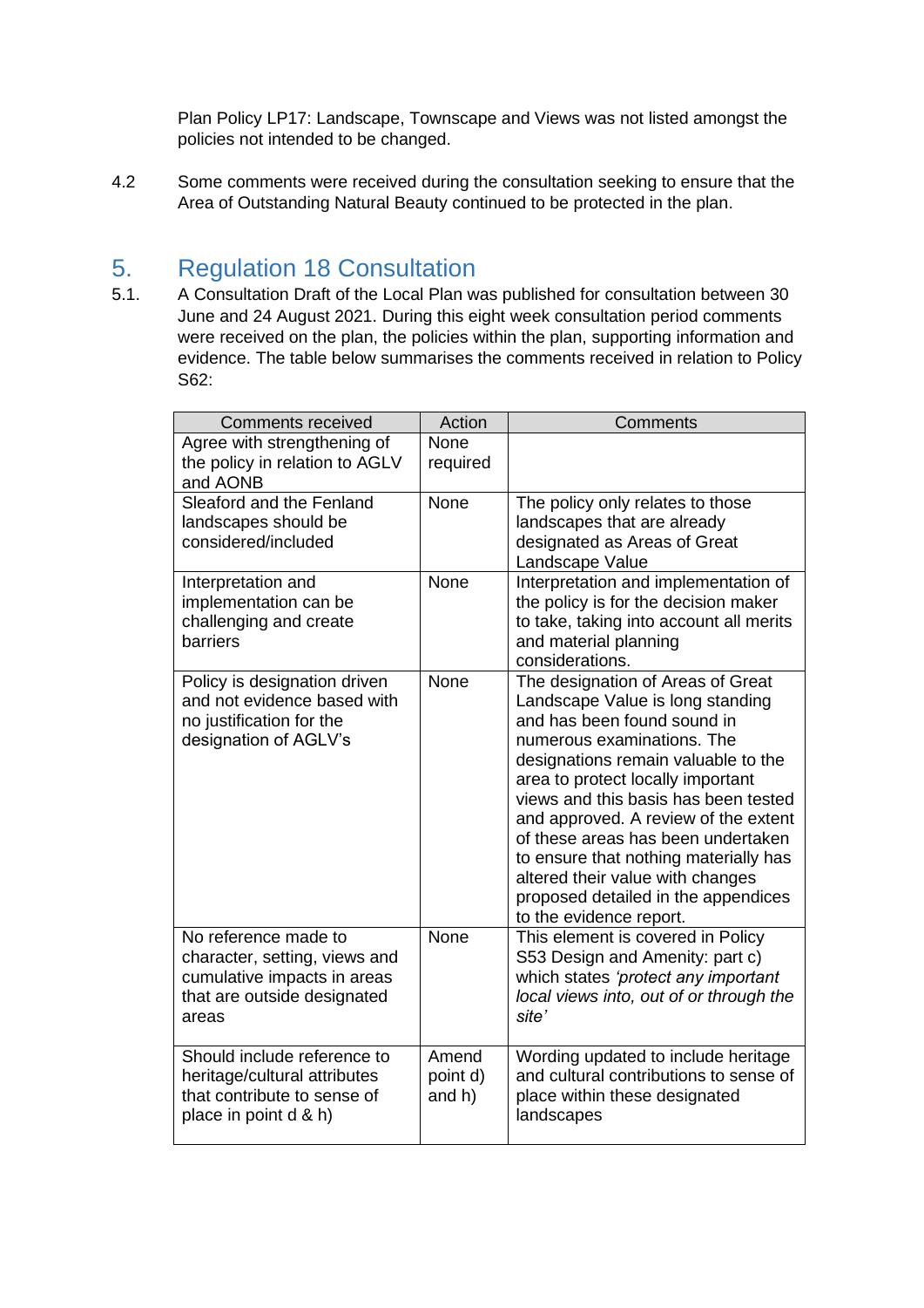Plan Policy LP17: Landscape, Townscape and Views was not listed amongst the policies not intended to be changed.

4.2 Some comments were received during the consultation seeking to ensure that the Area of Outstanding Natural Beauty continued to be protected in the plan.

## 5. Regulation 18 Consultation

5.1. A Consultation Draft of the Local Plan was published for consultation between 30 June and 24 August 2021. During this eight week consultation period comments were received on the plan, the policies within the plan, supporting information and evidence. The table below summarises the comments received in relation to Policy S62:

| Comments received | Action | Comments |
|---|---|---|
| Agree with strengthening of the policy in relation to AGLV and AONB | None required | |
| Sleaford and the Fenland landscapes should be considered/included | None | The policy only relates to those landscapes that are already designated as Areas of Great Landscape Value |
| Interpretation and implementation can be challenging and create barriers | None | Interpretation and implementation of the policy is for the decision maker to take, taking into account all merits and material planning considerations. |
| Policy is designation driven and not evidence based with no justification for the designation of AGLV's | None | The designation of Areas of Great Landscape Value is long standing and has been found sound in numerous examinations. The designations remain valuable to the area to protect locally important views and this basis has been tested and approved. A review of the extent of these areas has been undertaken to ensure that nothing materially has altered their value with changes proposed detailed in the appendices to the evidence report. |
| No reference made to character, setting, views and cumulative impacts in areas that are outside designated areas | None | This element is covered in Policy S53 Design and Amenity: part c) which states *'protect any important local views into, out of or through the site'* |
| Should include reference to heritage/cultural attributes that contribute to sense of place in point d & h) | Amend point d) and h) | Wording updated to include heritage and cultural contributions to sense of place within these designated landscapes |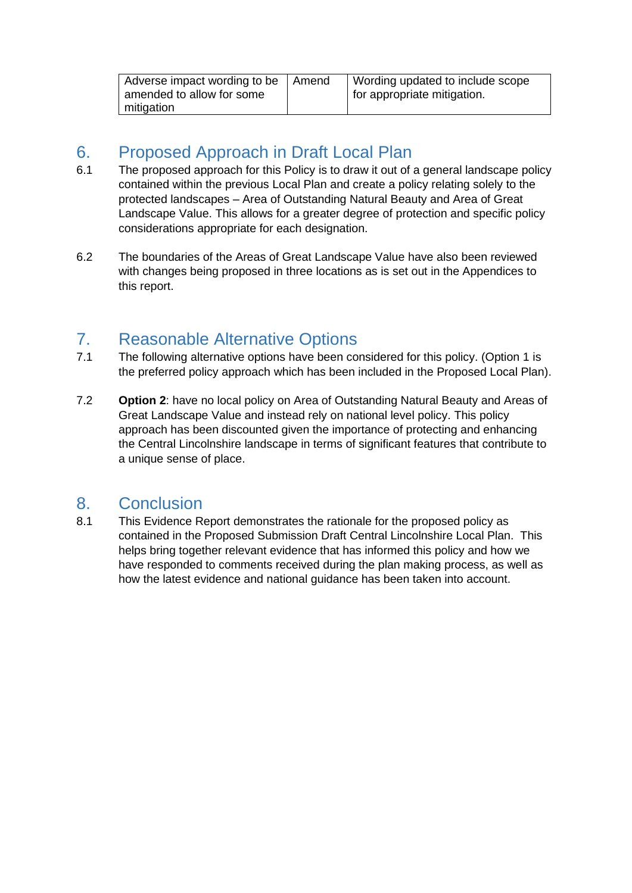| | | |
|---|---|---|
| Adverse impact wording to be amended to allow for some mitigation | Amend | Wording updated to include scope for appropriate mitigation. |

## 6. Proposed Approach in Draft Local Plan

6.1 The proposed approach for this Policy is to draw it out of a general landscape policy contained within the previous Local Plan and create a policy relating solely to the protected landscapes – Area of Outstanding Natural Beauty and Area of Great Landscape Value. This allows for a greater degree of protection and specific policy considerations appropriate for each designation.

6.2 The boundaries of the Areas of Great Landscape Value have also been reviewed with changes being proposed in three locations as is set out in the Appendices to this report.

## 7. Reasonable Alternative Options

7.1 The following alternative options have been considered for this policy. (Option 1 is the preferred policy approach which has been included in the Proposed Local Plan).

7.2 **Option 2**: have no local policy on Area of Outstanding Natural Beauty and Areas of Great Landscape Value and instead rely on national level policy. This policy approach has been discounted given the importance of protecting and enhancing the Central Lincolnshire landscape in terms of significant features that contribute to a unique sense of place.

## 8. Conclusion

8.1 This Evidence Report demonstrates the rationale for the proposed policy as contained in the Proposed Submission Draft Central Lincolnshire Local Plan. This helps bring together relevant evidence that has informed this policy and how we have responded to comments received during the plan making process, as well as how the latest evidence and national guidance has been taken into account.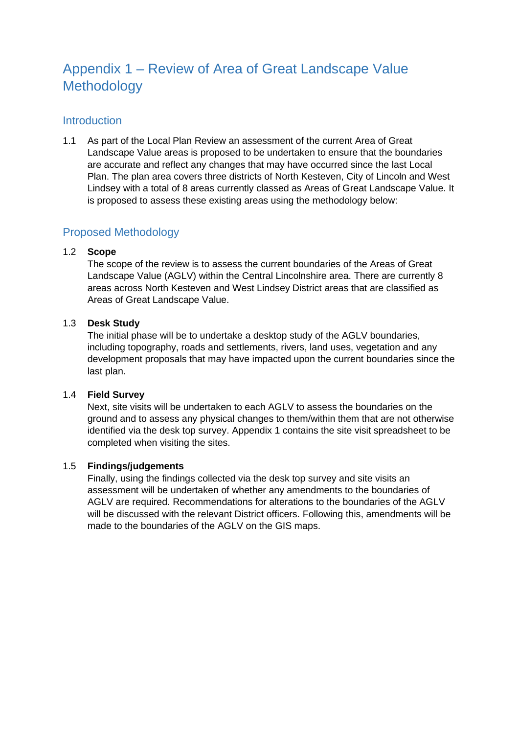# Appendix 1 – Review of Area of Great Landscape Value Methodology

## Introduction

1.1 As part of the Local Plan Review an assessment of the current Area of Great Landscape Value areas is proposed to be undertaken to ensure that the boundaries are accurate and reflect any changes that may have occurred since the last Local Plan. The plan area covers three districts of North Kesteven, City of Lincoln and West Lindsey with a total of 8 areas currently classed as Areas of Great Landscape Value. It is proposed to assess these existing areas using the methodology below:

## Proposed Methodology

1.2 **Scope**
The scope of the review is to assess the current boundaries of the Areas of Great Landscape Value (AGLV) within the Central Lincolnshire area. There are currently 8 areas across North Kesteven and West Lindsey District areas that are classified as Areas of Great Landscape Value.

1.3 **Desk Study**
The initial phase will be to undertake a desktop study of the AGLV boundaries, including topography, roads and settlements, rivers, land uses, vegetation and any development proposals that may have impacted upon the current boundaries since the last plan.

1.4 **Field Survey**
Next, site visits will be undertaken to each AGLV to assess the boundaries on the ground and to assess any physical changes to them/within them that are not otherwise identified via the desk top survey. Appendix 1 contains the site visit spreadsheet to be completed when visiting the sites.

1.5 **Findings/judgements**
Finally, using the findings collected via the desk top survey and site visits an assessment will be undertaken of whether any amendments to the boundaries of AGLV are required. Recommendations for alterations to the boundaries of the AGLV will be discussed with the relevant District officers. Following this, amendments will be made to the boundaries of the AGLV on the GIS maps.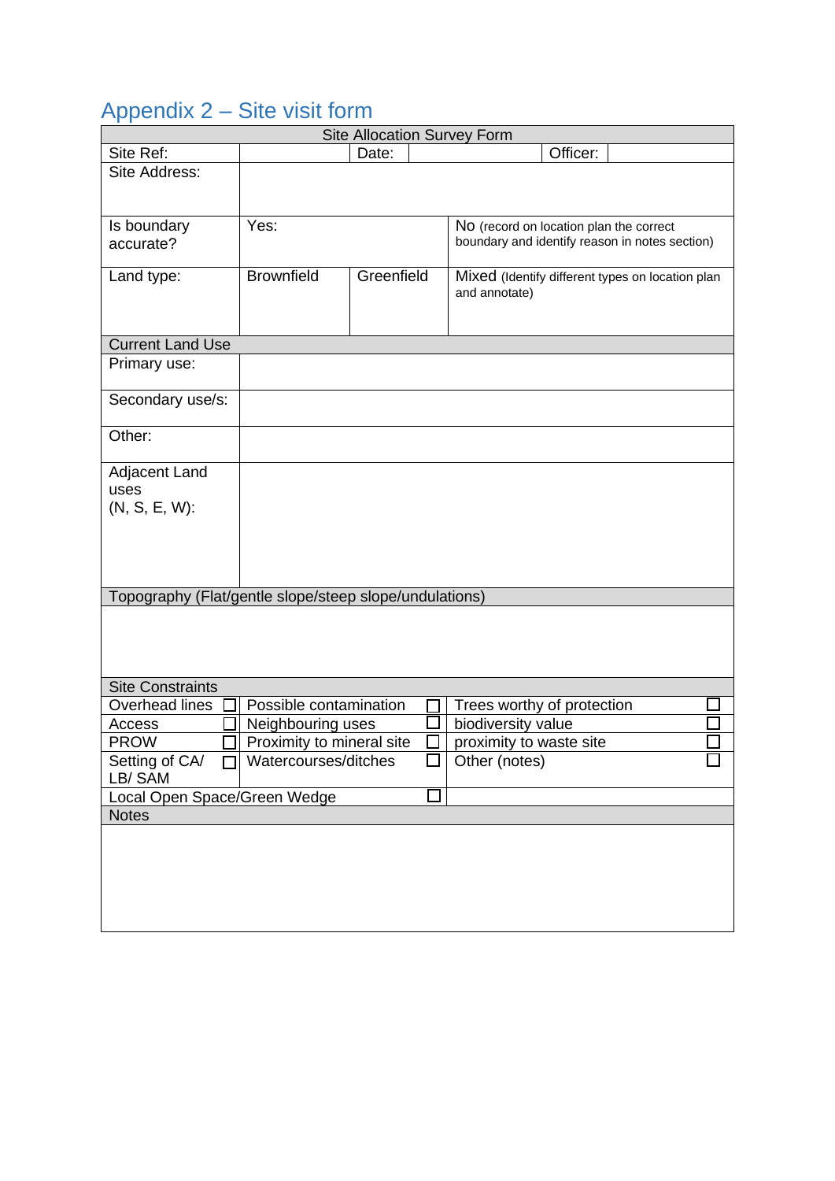## Appendix 2 – Site visit form

| Site Allocation Survey Form | | | | | |
|---|---|---|---|---|---|
| Site Ref: | | Date: | | Officer: | |
| Site Address: | | | | | |
| Is boundary accurate? | Yes: | | No (record on location plan the correct boundary and identify reason in notes section) | | |
| Land type: | Brownfield | Greenfield | Mixed (Identify different types on location plan and annotate) | | |
| **Current Land Use** | | | | | |
| Primary use: | | | | | |
| Secondary use/s: | | | | | |
| Other: | | | | | |
| Adjacent Land uses (N, S, E, W): | | | | | |
| **Topography (Flat/gentle slope/steep slope/undulations)** | | | | | |
| | | | | | |
| **Site Constraints** | | | | | |
| Overhead lines ☐ | Possible contamination ☐ | | Trees worthy of protection ☐ | | |
| Access ☐ | Neighbouring uses ☐ | | biodiversity value ☐ | | |
| PROW ☐ | Proximity to mineral site ☐ | | proximity to waste site ☐ | | |
| Setting of CA/ LB/ SAM ☐ | Watercourses/ditches ☐ | | Other (notes) ☐ | | |
| Local Open Space/Green Wedge ☐ | | | | | |
| **Notes** | | | | | |
| | | | | | |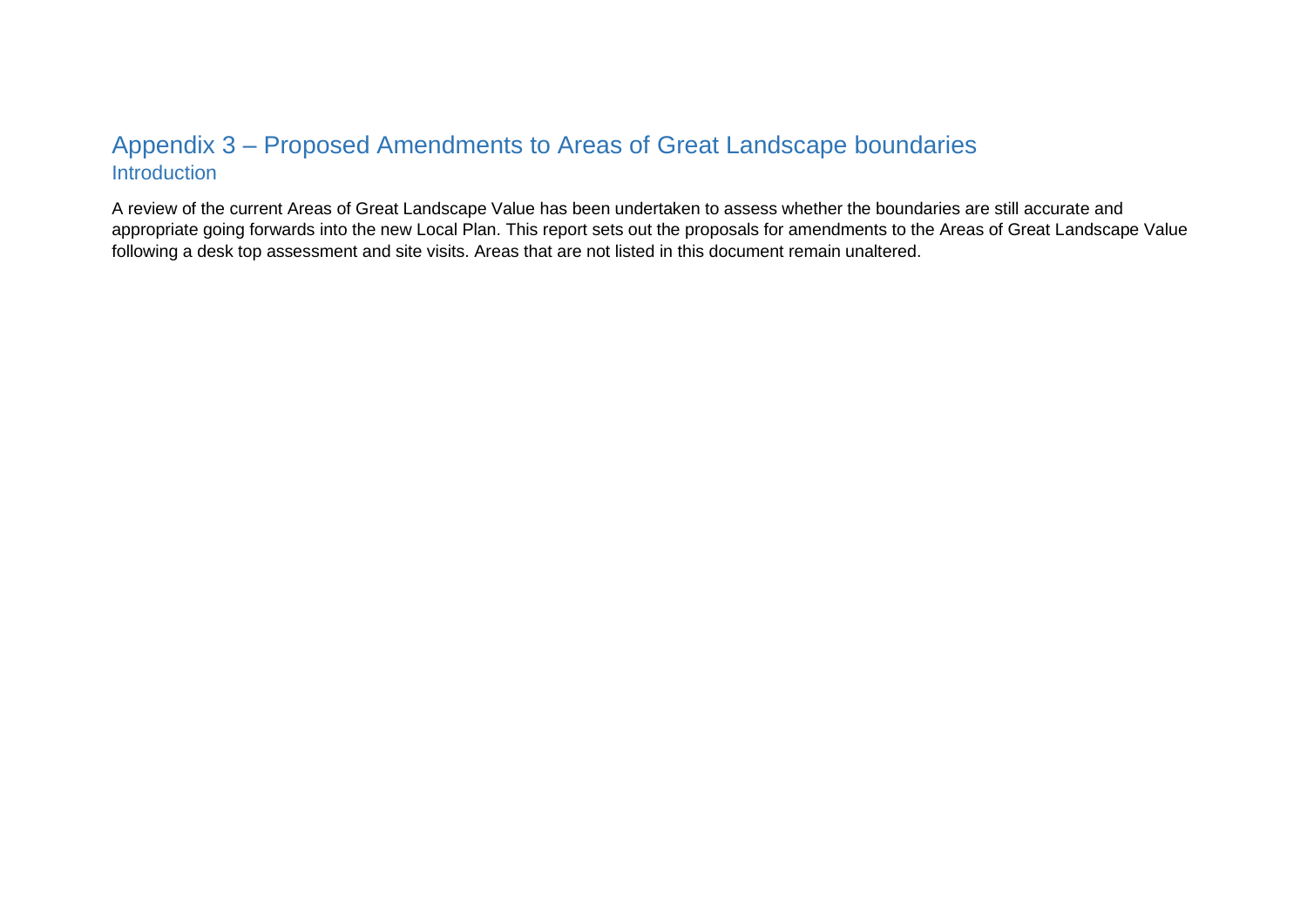# Appendix 3 – Proposed Amendments to Areas of Great Landscape boundaries

## Introduction

A review of the current Areas of Great Landscape Value has been undertaken to assess whether the boundaries are still accurate and appropriate going forwards into the new Local Plan. This report sets out the proposals for amendments to the Areas of Great Landscape Value following a desk top assessment and site visits. Areas that are not listed in this document remain unaltered.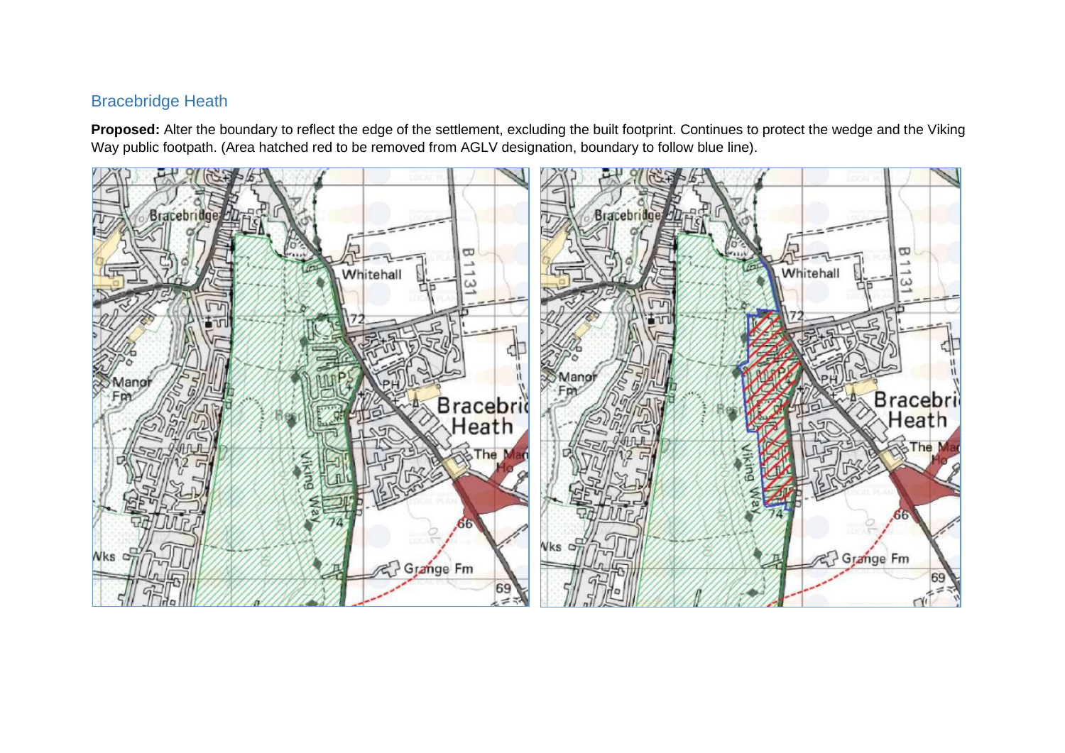## Bracebridge Heath

**Proposed:** Alter the boundary to reflect the edge of the settlement, excluding the built footprint. Continues to protect the wedge and the Viking Way public footpath. (Area hatched red to be removed from AGLV designation, boundary to follow blue line).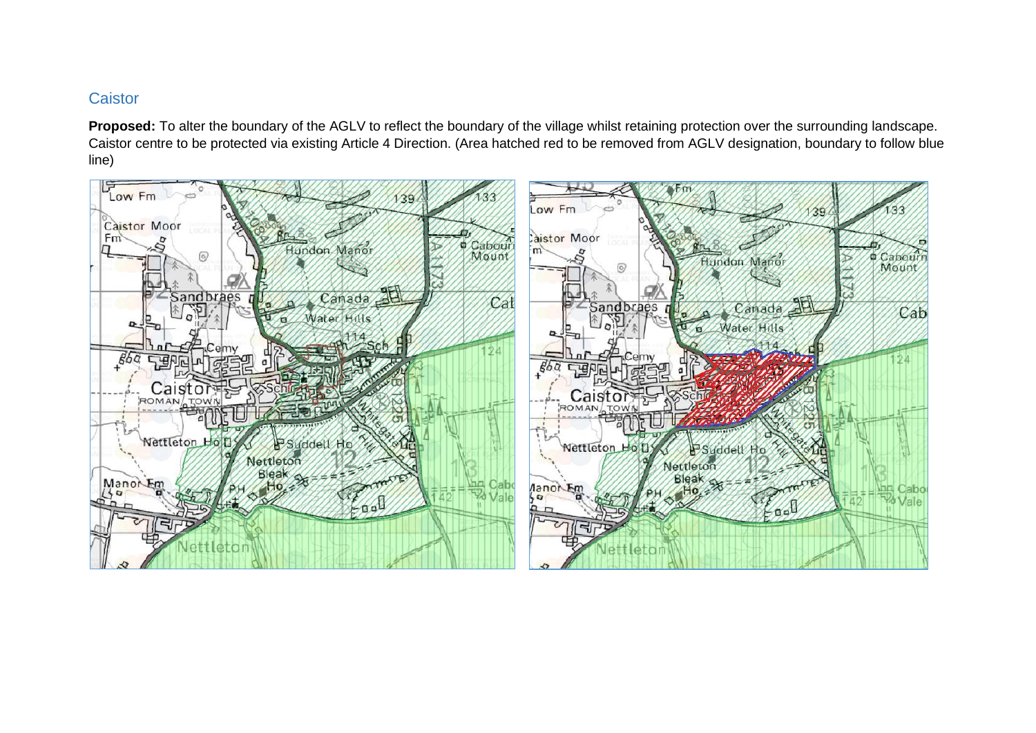## Caistor

**Proposed:** To alter the boundary of the AGLV to reflect the boundary of the village whilst retaining protection over the surrounding landscape. Caistor centre to be protected via existing Article 4 Direction. (Area hatched red to be removed from AGLV designation, boundary to follow blue line)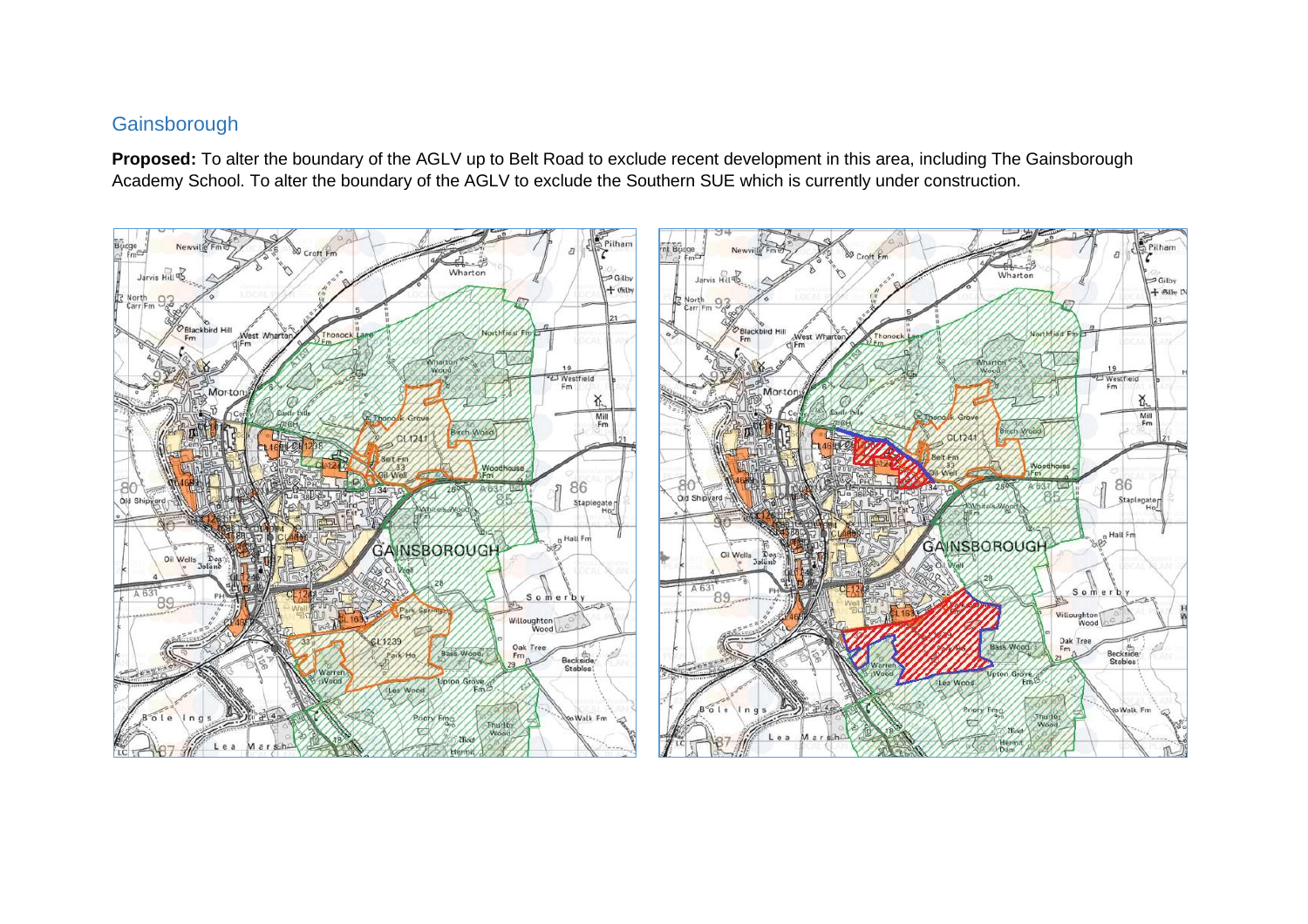## Gainsborough

**Proposed:** To alter the boundary of the AGLV up to Belt Road to exclude recent development in this area, including The Gainsborough Academy School. To alter the boundary of the AGLV to exclude the Southern SUE which is currently under construction.